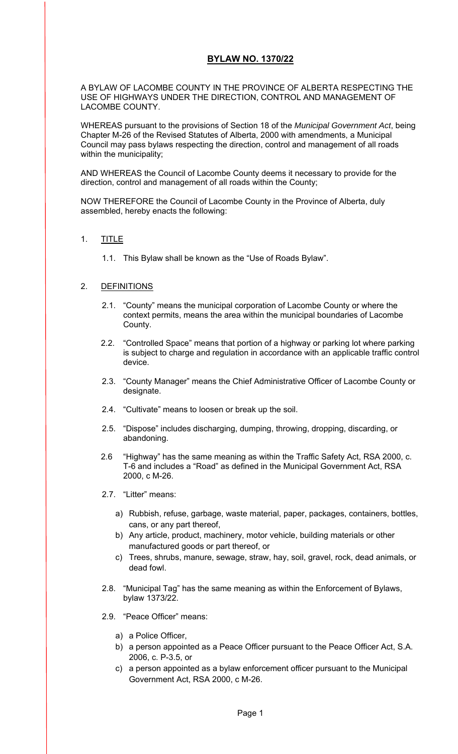# **BYLAW NO. 1370/22**

A BYLAW OF LACOMBE COUNTY IN THE PROVINCE OF ALBERTA RESPECTING THE USE OF HIGHWAYS UNDER THE DIRECTION, CONTROL AND MANAGEMENT OF LACOMBE COUNTY.

WHEREAS pursuant to the provisions of Section 18 of the *Municipal Government Act*, being Chapter M-26 of the Revised Statutes of Alberta, 2000 with amendments, a Municipal Council may pass bylaws respecting the direction, control and management of all roads within the municipality;

AND WHEREAS the Council of Lacombe County deems it necessary to provide for the direction, control and management of all roads within the County;

NOW THEREFORE the Council of Lacombe County in the Province of Alberta, duly assembled, hereby enacts the following:

1. TITLE

   1.1. This Bylaw shall be known as the "Use of Roads Bylaw".

2. DEFINITIONS

   2.1. "County" means the municipal corporation of Lacombe County or where the context permits, means the area within the municipal boundaries of Lacombe County.

   2.2. "Controlled Space" means that portion of a highway or parking lot where parking is subject to charge and regulation in accordance with an applicable traffic control device.

   2.3. "County Manager" means the Chief Administrative Officer of Lacombe County or designate.

   2.4. "Cultivate" means to loosen or break up the soil.

   2.5. "Dispose" includes discharging, dumping, throwing, dropping, discarding, or abandoning.

   2.6 "Highway" has the same meaning as within the Traffic Safety Act, RSA 2000, c. T-6 and includes a "Road" as defined in the Municipal Government Act, RSA 2000, c M-26.

   2.7. "Litter" means:

      a) Rubbish, refuse, garbage, waste material, paper, packages, containers, bottles, cans, or any part thereof,
      b) Any article, product, machinery, motor vehicle, building materials or other manufactured goods or part thereof, or
      c) Trees, shrubs, manure, sewage, straw, hay, soil, gravel, rock, dead animals, or dead fowl.

   2.8. "Municipal Tag" has the same meaning as within the Enforcement of Bylaws, bylaw 1373/22.

   2.9. "Peace Officer" means:

      a) a Police Officer,
      b) a person appointed as a Peace Officer pursuant to the Peace Officer Act, S.A. 2006, c. P-3.5, or
      c) a person appointed as a bylaw enforcement officer pursuant to the Municipal Government Act, RSA 2000, c M-26.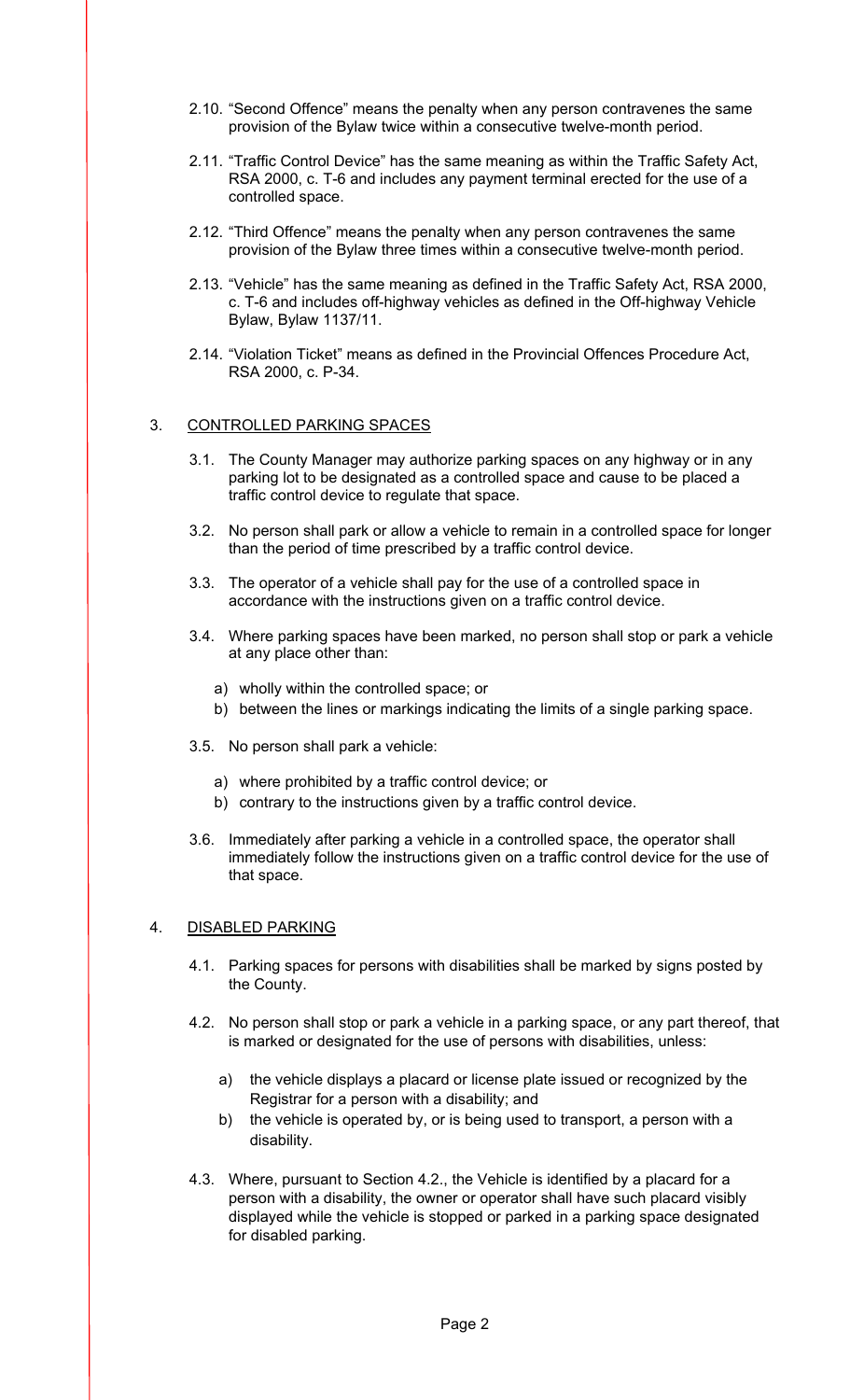2.10. "Second Offence" means the penalty when any person contravenes the same provision of the Bylaw twice within a consecutive twelve-month period.

2.11. "Traffic Control Device" has the same meaning as within the Traffic Safety Act, RSA 2000, c. T-6 and includes any payment terminal erected for the use of a controlled space.

2.12. "Third Offence" means the penalty when any person contravenes the same provision of the Bylaw three times within a consecutive twelve-month period.

2.13. "Vehicle" has the same meaning as defined in the Traffic Safety Act, RSA 2000, c. T-6 and includes off-highway vehicles as defined in the Off-highway Vehicle Bylaw, Bylaw 1137/11.

2.14. "Violation Ticket" means as defined in the Provincial Offences Procedure Act, RSA 2000, c. P-34.

## 3. CONTROLLED PARKING SPACES

3.1. The County Manager may authorize parking spaces on any highway or in any parking lot to be designated as a controlled space and cause to be placed a traffic control device to regulate that space.

3.2. No person shall park or allow a vehicle to remain in a controlled space for longer than the period of time prescribed by a traffic control device.

3.3. The operator of a vehicle shall pay for the use of a controlled space in accordance with the instructions given on a traffic control device.

3.4. Where parking spaces have been marked, no person shall stop or park a vehicle at any place other than:

- a) wholly within the controlled space; or
- b) between the lines or markings indicating the limits of a single parking space.

3.5. No person shall park a vehicle:

- a) where prohibited by a traffic control device; or
- b) contrary to the instructions given by a traffic control device.

3.6. Immediately after parking a vehicle in a controlled space, the operator shall immediately follow the instructions given on a traffic control device for the use of that space.

## 4. DISABLED PARKING

4.1. Parking spaces for persons with disabilities shall be marked by signs posted by the County.

4.2. No person shall stop or park a vehicle in a parking space, or any part thereof, that is marked or designated for the use of persons with disabilities, unless:

- a) the vehicle displays a placard or license plate issued or recognized by the Registrar for a person with a disability; and
- b) the vehicle is operated by, or is being used to transport, a person with a disability.

4.3. Where, pursuant to Section 4.2., the Vehicle is identified by a placard for a person with a disability, the owner or operator shall have such placard visibly displayed while the vehicle is stopped or parked in a parking space designated for disabled parking.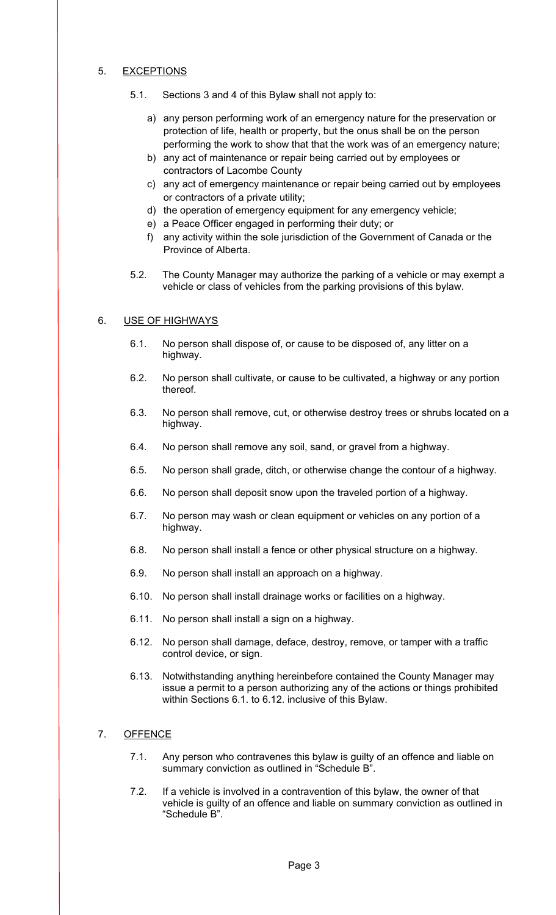## 5. EXCEPTIONS

5.1. Sections 3 and 4 of this Bylaw shall not apply to:

a) any person performing work of an emergency nature for the preservation or protection of life, health or property, but the onus shall be on the person performing the work to show that that the work was of an emergency nature;
b) any act of maintenance or repair being carried out by employees or contractors of Lacombe County
c) any act of emergency maintenance or repair being carried out by employees or contractors of a private utility;
d) the operation of emergency equipment for any emergency vehicle;
e) a Peace Officer engaged in performing their duty; or
f) any activity within the sole jurisdiction of the Government of Canada or the Province of Alberta.

5.2. The County Manager may authorize the parking of a vehicle or may exempt a vehicle or class of vehicles from the parking provisions of this bylaw.

## 6. USE OF HIGHWAYS

6.1. No person shall dispose of, or cause to be disposed of, any litter on a highway.

6.2. No person shall cultivate, or cause to be cultivated, a highway or any portion thereof.

6.3. No person shall remove, cut, or otherwise destroy trees or shrubs located on a highway.

6.4. No person shall remove any soil, sand, or gravel from a highway.

6.5. No person shall grade, ditch, or otherwise change the contour of a highway.

6.6. No person shall deposit snow upon the traveled portion of a highway.

6.7. No person may wash or clean equipment or vehicles on any portion of a highway.

6.8. No person shall install a fence or other physical structure on a highway.

6.9. No person shall install an approach on a highway.

6.10. No person shall install drainage works or facilities on a highway.

6.11. No person shall install a sign on a highway.

6.12. No person shall damage, deface, destroy, remove, or tamper with a traffic control device, or sign.

6.13. Notwithstanding anything hereinbefore contained the County Manager may issue a permit to a person authorizing any of the actions or things prohibited within Sections 6.1. to 6.12. inclusive of this Bylaw.

## 7. OFFENCE

7.1. Any person who contravenes this bylaw is guilty of an offence and liable on summary conviction as outlined in "Schedule B".

7.2. If a vehicle is involved in a contravention of this bylaw, the owner of that vehicle is guilty of an offence and liable on summary conviction as outlined in "Schedule B".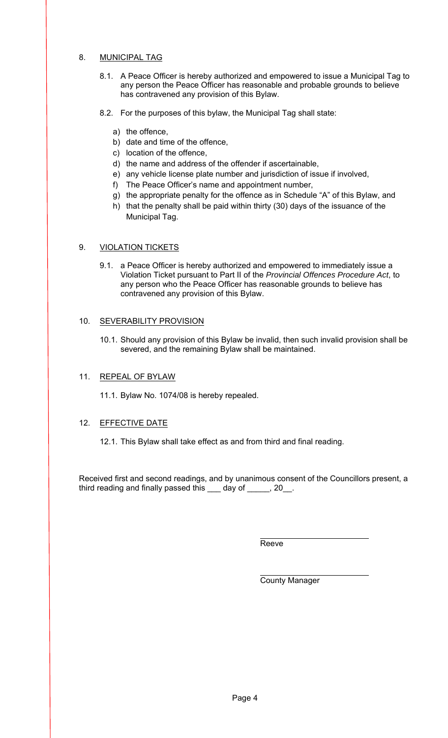8. <u>MUNICIPAL TAG</u>

   8.1. A Peace Officer is hereby authorized and empowered to issue a Municipal Tag to any person the Peace Officer has reasonable and probable grounds to believe has contravened any provision of this Bylaw.

   8.2. For the purposes of this bylaw, the Municipal Tag shall state:

      a) the offence,
      b) date and time of the offence,
      c) location of the offence,
      d) the name and address of the offender if ascertainable,
      e) any vehicle license plate number and jurisdiction of issue if involved,
      f) The Peace Officer's name and appointment number,
      g) the appropriate penalty for the offence as in Schedule "A" of this Bylaw, and
      h) that the penalty shall be paid within thirty (30) days of the issuance of the Municipal Tag.

9. <u>VIOLATION TICKETS</u>

   9.1. a Peace Officer is hereby authorized and empowered to immediately issue a Violation Ticket pursuant to Part II of the *Provincial Offences Procedure Act*, to any person who the Peace Officer has reasonable grounds to believe has contravened any provision of this Bylaw.

10. <u>SEVERABILITY PROVISION</u>

   10.1. Should any provision of this Bylaw be invalid, then such invalid provision shall be severed, and the remaining Bylaw shall be maintained.

11. <u>REPEAL OF BYLAW</u>

   11.1. Bylaw No. 1074/08 is hereby repealed.

12. <u>EFFECTIVE DATE</u>

   12.1. This Bylaw shall take effect as and from third and final reading.

Received first and second readings, and by unanimous consent of the Councillors present, a third reading and finally passed this ___ day of _____, 20__.

_________________________
Reeve

_________________________
County Manager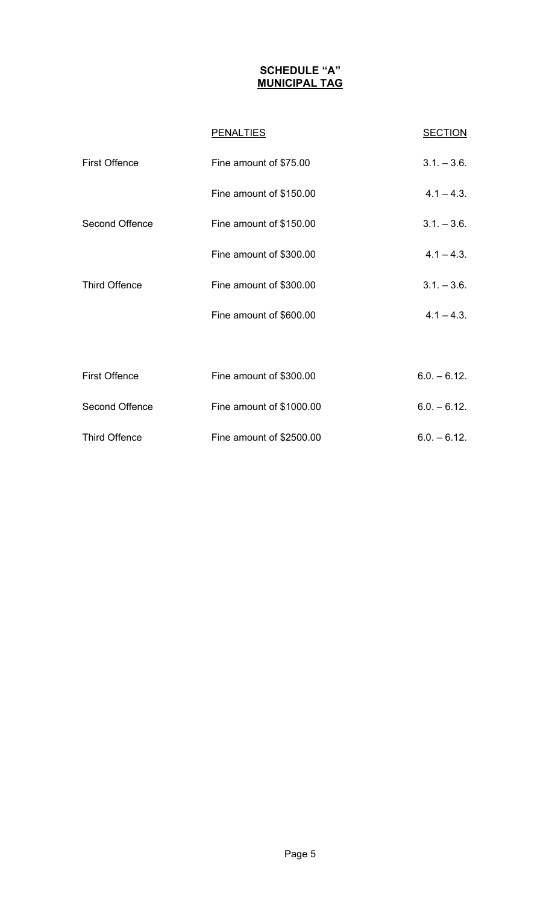**SCHEDULE "A"**
**MUNICIPAL TAG**

| | PENALTIES | SECTION |
|---|---|---|
| First Offence | Fine amount of $75.00 | 3.1. – 3.6. |
| | Fine amount of $150.00 | 4.1 – 4.3. |
| Second Offence | Fine amount of $150.00 | 3.1. – 3.6. |
| | Fine amount of $300.00 | 4.1 – 4.3. |
| Third Offence | Fine amount of $300.00 | 3.1. – 3.6. |
| | Fine amount of $600.00 | 4.1 – 4.3. |
| | | |
| First Offence | Fine amount of $300.00 | 6.0. – 6.12. |
| Second Offence | Fine amount of $1000.00 | 6.0. – 6.12. |
| Third Offence | Fine amount of $2500.00 | 6.0. – 6.12. |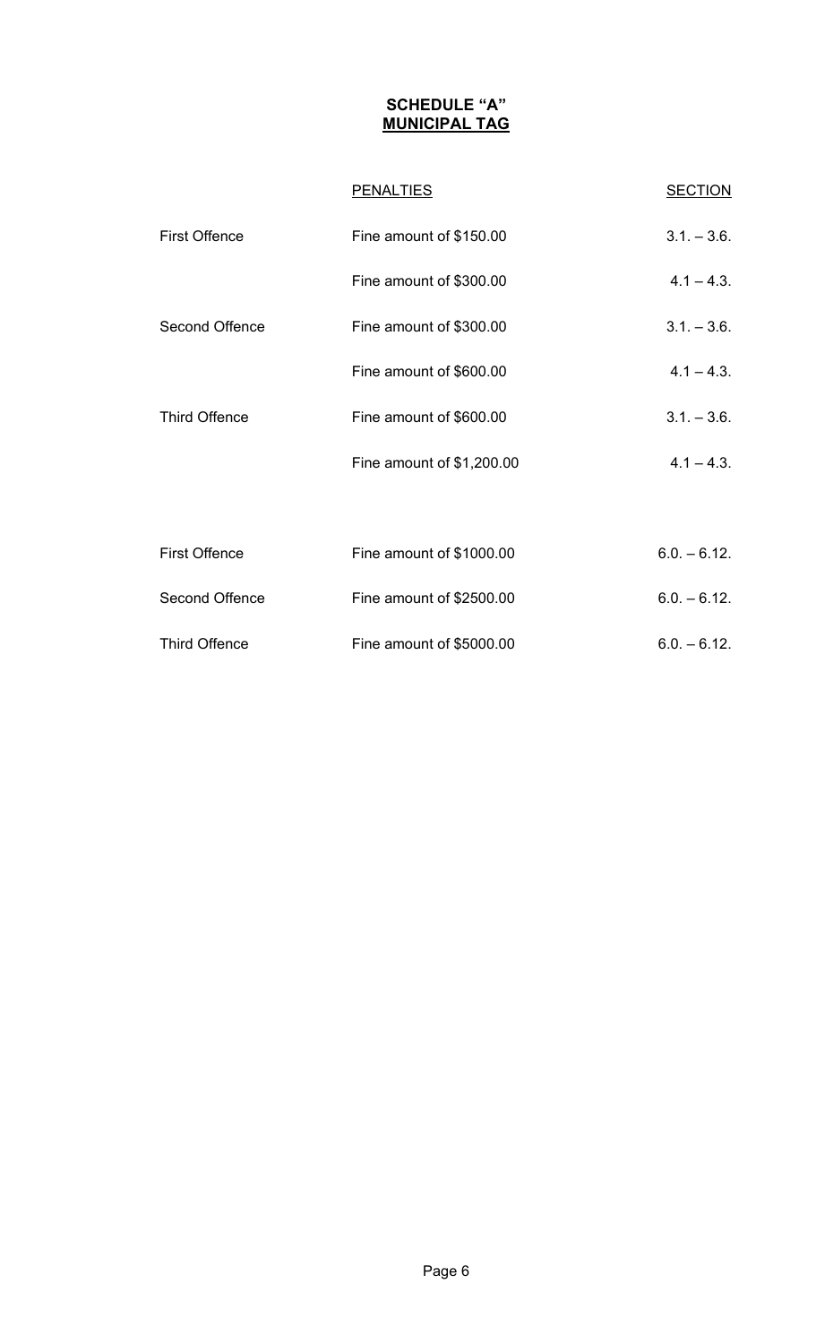# SCHEDULE "A"
## MUNICIPAL TAG

| | PENALTIES | SECTION |
|---|---|---|
| First Offence | Fine amount of $150.00 | 3.1. – 3.6. |
| | Fine amount of $300.00 | 4.1 – 4.3. |
| Second Offence | Fine amount of $300.00 | 3.1. – 3.6. |
| | Fine amount of $600.00 | 4.1 – 4.3. |
| Third Offence | Fine amount of $600.00 | 3.1. – 3.6. |
| | Fine amount of $1,200.00 | 4.1 – 4.3. |

| | | |
|---|---|---|
| First Offence | Fine amount of $1000.00 | 6.0. – 6.12. |
| Second Offence | Fine amount of $2500.00 | 6.0. – 6.12. |
| Third Offence | Fine amount of $5000.00 | 6.0. – 6.12. |